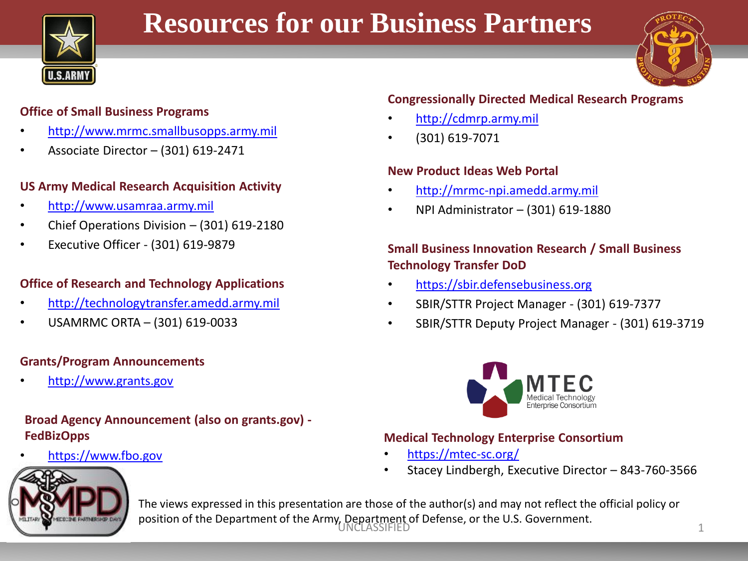# Resources for our Business Partners

### Office of Small Business Programs

- http://www.mrmc.smallbusopps.army.mil
- Associate Director – (301) 619-2471

### US Army Medical Research Acquisition Activity

- http://www.usamraa.army.mil
- Chief Operations Division – (301) 619-2180
- Executive Officer - (301) 619-9879

### Office of Research and Technology Applications

- http://technologytransfer.amedd.army.mil
- USAMRMC ORTA – (301) 619-0033

### Grants/Program Announcements

- http://www.grants.gov

### Broad Agency Announcement (also on grants.gov) - FedBizOpps

- https://www.fbo.gov

### Congressionally Directed Medical Research Programs

- http://cdmrp.army.mil
- (301) 619-7071

### New Product Ideas Web Portal

- http://mrmc-npi.amedd.army.mil
- NPI Administrator – (301) 619-1880

### Small Business Innovation Research / Small Business Technology Transfer DoD

- https://sbir.defensebusiness.org
- SBIR/STTR Project Manager - (301) 619-7377
- SBIR/STTR Deputy Project Manager - (301) 619-3719

### Medical Technology Enterprise Consortium

- https://mtec-sc.org/
- Stacey Lindbergh, Executive Director – 843-760-3566

The views expressed in this presentation are those of the author(s) and may not reflect the official policy or position of the Department of the Army, Department of Defense, or the U.S. Government.

UNCLASSIFIED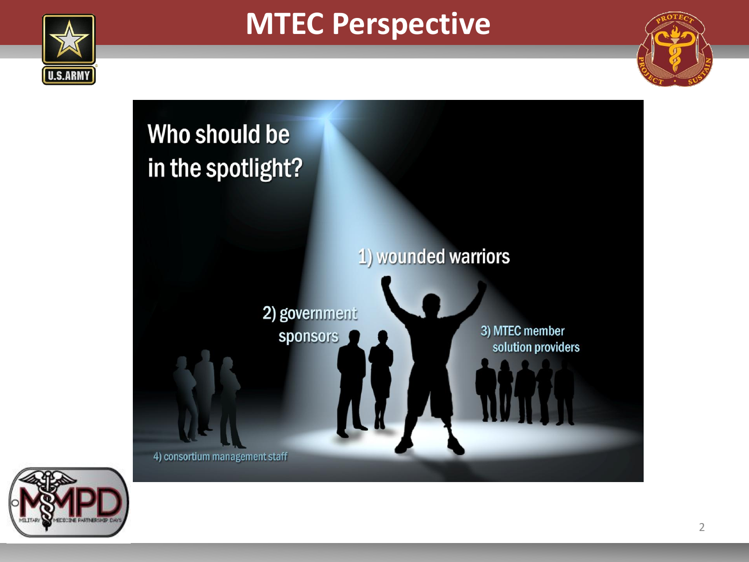# MTEC Perspective

Who should be in the spotlight?

1) wounded warriors

2) government sponsors

3) MTEC member solution providers

4) consortium management staff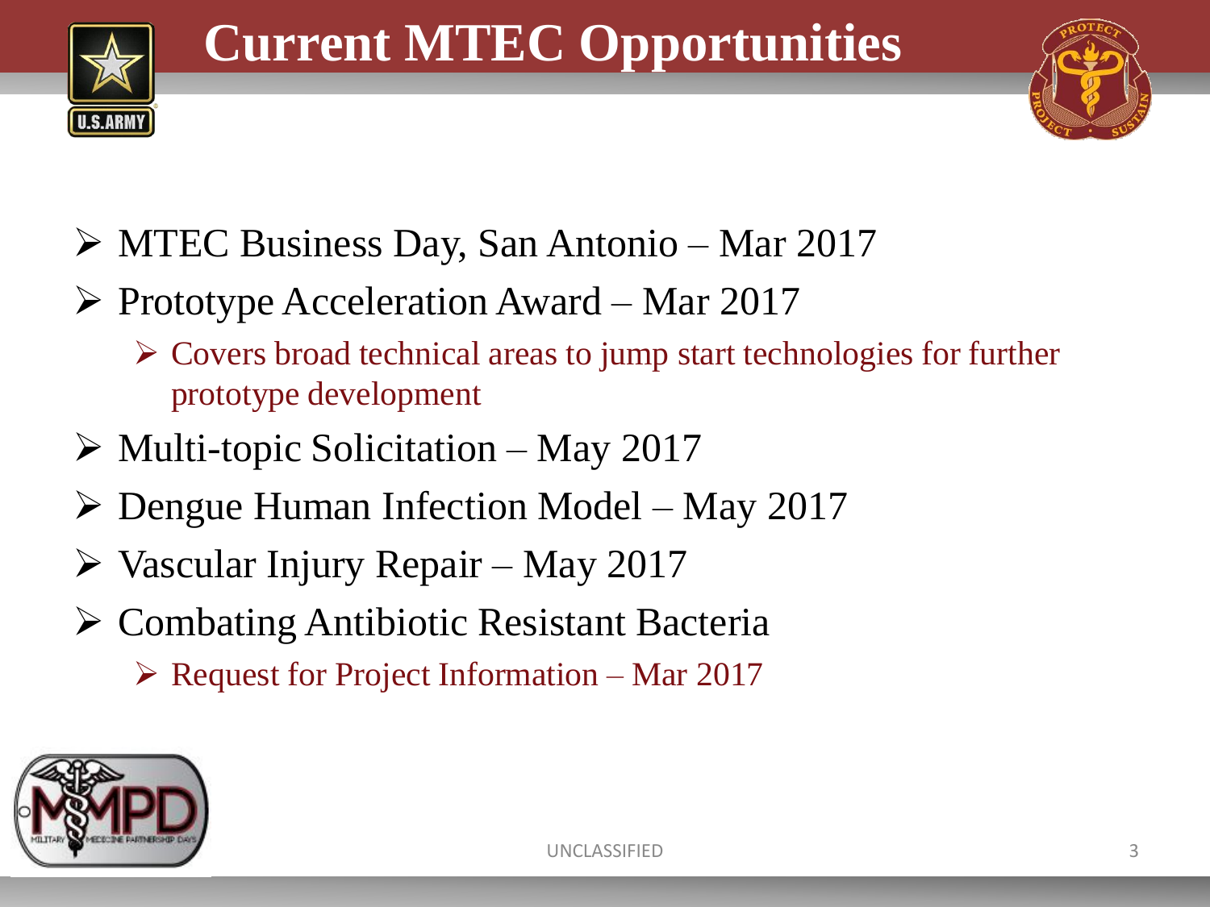# Current MTEC Opportunities

- MTEC Business Day, San Antonio – Mar 2017
- Prototype Acceleration Award – Mar 2017
  - Covers broad technical areas to jump start technologies for further prototype development
- Multi-topic Solicitation – May 2017
- Dengue Human Infection Model – May 2017
- Vascular Injury Repair – May 2017
- Combating Antibiotic Resistant Bacteria
  - Request for Project Information – Mar 2017

UNCLASSIFIED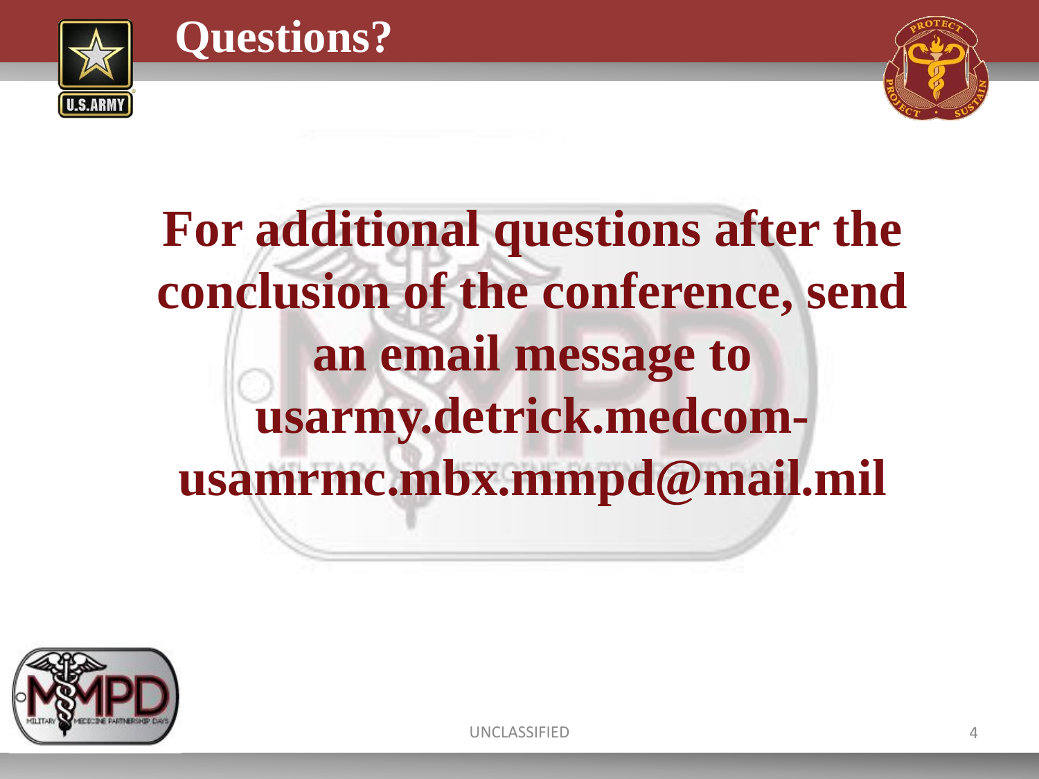# Questions?

**For additional questions after the conclusion of the conference, send an email message to usarmy.detrick.medcom-usamrmc.mbx.mmpd@mail.mil**

UNCLASSIFIED